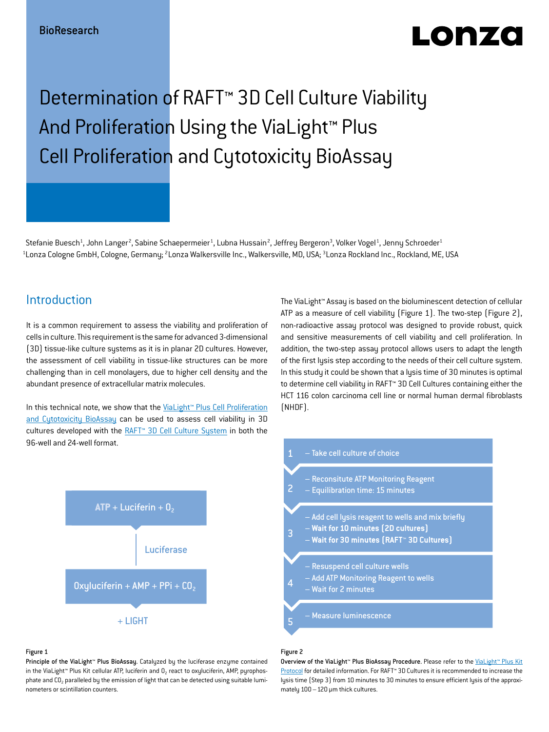BioResearch

# Determination of RAFT™ 3D Cell Culture Viability And Proliferation Using the ViaLight™ Plus Cell Proliferation and Cytotoxicity BioAssay

Stefanie Buesch[1], John Langer[2], Sabine Schaepermeier[1], Lubna Hussain[2], Jeffrey Bergeron[3], Volker Vogel[1], Jenny Schroeder[1]
[1]Lonza Cologne GmbH, Cologne, Germany; [2]Lonza Walkersville Inc., Walkersville, MD, USA; [3]Lonza Rockland Inc., Rockland, ME, USA

## Introduction

It is a common requirement to assess the viability and proliferation of cells in culture. This requirement is the same for advanced 3-dimensional (3D) tissue-like culture systems as it is in planar 2D cultures. However, the assessment of cell viability in tissue-like structures can be more challenging than in cell monolayers, due to higher cell density and the abundant presence of extracellular matrix molecules.

In this technical note, we show that the ViaLight™ Plus Cell Proliferation and Cytotoxicity BioAssay can be used to assess cell viability in 3D cultures developed with the RAFT™ 3D Cell Culture System in both the 96-well and 24-well format.

The ViaLight™ Assay is based on the bioluminescent detection of cellular ATP as a measure of cell viability (Figure 1). The two-step (Figure 2), non-radioactive assay protocol was designed to provide robust, quick and sensitive measurements of cell viability and cell proliferation. In addition, the two-step assay protocol allows users to adapt the length of the first lysis step according to the needs of their cell culture system. In this study it could be shown that a lysis time of 30 minutes is optimal to determine cell viability in RAFT™ 3D Cell Cultures containing either the HCT 116 colon carcinoma cell line or normal human dermal fibroblasts (NHDF).

**ATP** + Luciferin + $O_2$

Luciferase

Oxyluciferin + AMP + PPi + $CO_2$

+ LIGHT

**Figure 1**
**Principle of the ViaLight™ Plus BioAssay.** Catalyzed by the luciferase enzyme contained in the ViaLight™ Plus Kit cellular ATP, luciferin and $O_2$ react to oxyluciferin, AMP, pyrophosphate and $CO_2$ paralleled by the emission of light that can be detected using suitable luminometers or scintillation counters.

1. – Take cell culture of choice
2. – Reconsitute ATP Monitoring Reagent
   – Equilibration time: 15 minutes
3. – Add cell lysis reagent to wells and mix briefly
   – **Wait for 10 minutes (2D cultures)**
   – **Wait for 30 minutes (RAFT™ 3D Cultures)**
4. – Resuspend cell culture wells
   – Add ATP Monitoring Reagent to wells
   – Wait for 2 minutes
5. – Measure luminescence

**Figure 2**
**Overview of the ViaLight™ Plus BioAssay Procedure.** Please refer to the ViaLight™ Plus Kit Protocol for detailed information. For RAFT™ 3D Cultures it is recommended to increase the lysis time (Step 3) from 10 minutes to 30 minutes to ensure efficient lysis of the approximately 100 – 120 µm thick cultures.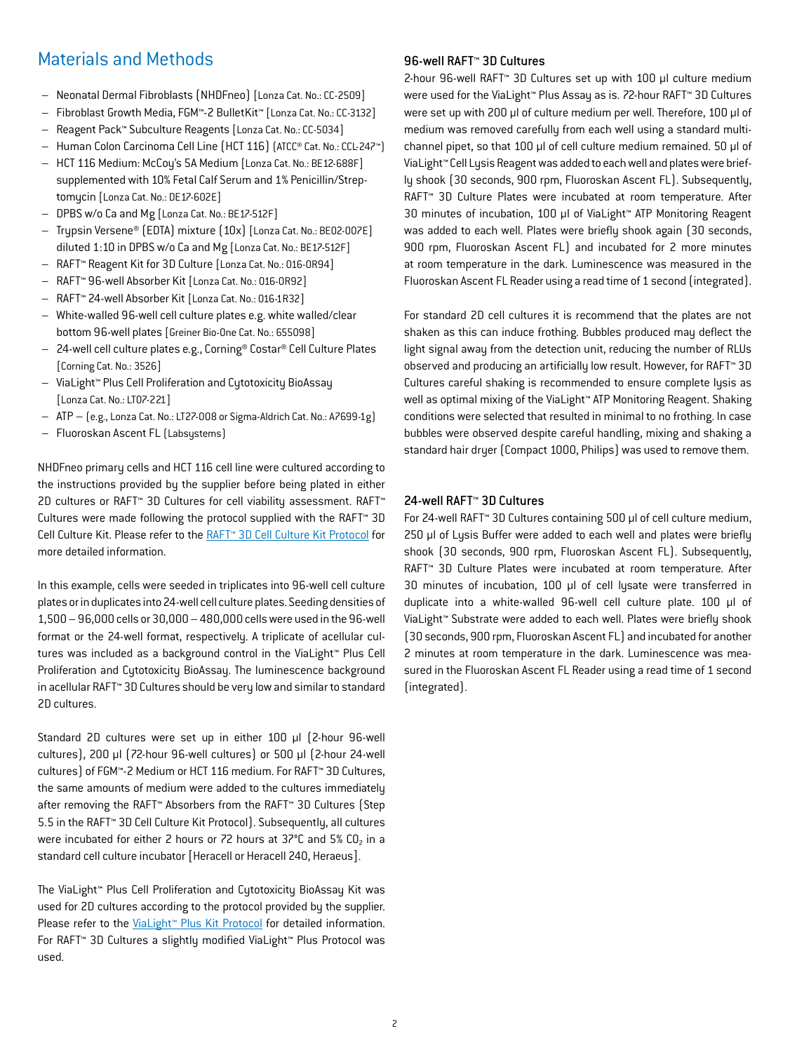## Materials and Methods

- Neonatal Dermal Fibroblasts (NHDFneo) [Lonza Cat. No.: CC-2509]
- Fibroblast Growth Media, FGM™-2 BulletKit™ [Lonza Cat. No.: CC-3132]
- Reagent Pack™ Subculture Reagents [Lonza Cat. No.: CC-5034]
- Human Colon Carcinoma Cell Line (HCT 116) (ATCC® Cat. No.: CCL-247™)
- HCT 116 Medium: McCoy's 5A Medium [Lonza Cat. No.: BE12-688F] supplemented with 10% Fetal Calf Serum and 1% Penicillin/Streptomycin [Lonza Cat. No.: DE17-602E]
- DPBS w/o Ca and Mg [Lonza Cat. No.: BE17-512F]
- Trypsin Versene® (EDTA) mixture (10x) [Lonza Cat. No.: BE02-007E] diluted 1:10 in DPBS w/o Ca and Mg [Lonza Cat. No.: BE17-512F]
- RAFT™ Reagent Kit for 3D Culture [Lonza Cat. No.: 016-0R94]
- RAFT™ 96-well Absorber Kit [Lonza Cat. No.: 016-0R92]
- RAFT™ 24-well Absorber Kit [Lonza Cat. No.: 016-1R32]
- White-walled 96-well cell culture plates e.g. white walled/clear bottom 96-well plates [Greiner Bio-One Cat. No.: 655098]
- 24-well cell culture plates e.g., Corning® Costar® Cell Culture Plates [Corning Cat. No.: 3526]
- ViaLight™ Plus Cell Proliferation and Cytotoxicity BioAssay [Lonza Cat. No.: LT07-221]
- ATP – (e.g., Lonza Cat. No.: LT27-008 or Sigma-Aldrich Cat. No.: A7699-1g)
- Fluoroskan Ascent FL (Labsystems)

NHDFneo primary cells and HCT 116 cell line were cultured according to the instructions provided by the supplier before being plated in either 2D cultures or RAFT™ 3D Cultures for cell viability assessment. RAFT™ Cultures were made following the protocol supplied with the RAFT™ 3D Cell Culture Kit. Please refer to the RAFT™ 3D Cell Culture Kit Protocol for more detailed information.

In this example, cells were seeded in triplicates into 96-well cell culture plates or in duplicates into 24-well cell culture plates. Seeding densities of 1,500 – 96,000 cells or 30,000 – 480,000 cells were used in the 96-well format or the 24-well format, respectively. A triplicate of acellular cultures was included as a background control in the ViaLight™ Plus Cell Proliferation and Cytotoxicity BioAssay. The luminescence background in acellular RAFT™ 3D Cultures should be very low and similar to standard 2D cultures.

Standard 2D cultures were set up in either 100 µl (2-hour 96-well cultures), 200 µl (72-hour 96-well cultures) or 500 µl (2-hour 24-well cultures) of FGM™-2 Medium or HCT 116 medium. For RAFT™ 3D Cultures, the same amounts of medium were added to the cultures immediately after removing the RAFT™ Absorbers from the RAFT™ 3D Cultures (Step 5.5 in the RAFT™ 3D Cell Culture Kit Protocol). Subsequently, all cultures were incubated for either 2 hours or 72 hours at 37°C and 5% $CO_2$ in a standard cell culture incubator [Heracell or Heracell 240, Heraeus].

The ViaLight™ Plus Cell Proliferation and Cytotoxicity BioAssay Kit was used for 2D cultures according to the protocol provided by the supplier. Please refer to the ViaLight™ Plus Kit Protocol for detailed information. For RAFT™ 3D Cultures a slightly modified ViaLight™ Plus Protocol was used.

### 96-well RAFT™ 3D Cultures

2-hour 96-well RAFT™ 3D Cultures set up with 100 µl culture medium were used for the ViaLight™ Plus Assay as is. 72-hour RAFT™ 3D Cultures were set up with 200 µl of culture medium per well. Therefore, 100 µl of medium was removed carefully from each well using a standard multichannel pipet, so that 100 µl of cell culture medium remained. 50 µl of ViaLight™ Cell Lysis Reagent was added to each well and plates were briefly shook (30 seconds, 900 rpm, Fluoroskan Ascent FL). Subsequently, RAFT™ 3D Culture Plates were incubated at room temperature. After 30 minutes of incubation, 100 µl of ViaLight™ ATP Monitoring Reagent was added to each well. Plates were briefly shook again (30 seconds, 900 rpm, Fluoroskan Ascent FL) and incubated for 2 more minutes at room temperature in the dark. Luminescence was measured in the Fluoroskan Ascent FL Reader using a read time of 1 second (integrated).

For standard 2D cell cultures it is recommend that the plates are not shaken as this can induce frothing. Bubbles produced may deflect the light signal away from the detection unit, reducing the number of RLUs observed and producing an artificially low result. However, for RAFT™ 3D Cultures careful shaking is recommended to ensure complete lysis as well as optimal mixing of the ViaLight™ ATP Monitoring Reagent. Shaking conditions were selected that resulted in minimal to no frothing. In case bubbles were observed despite careful handling, mixing and shaking a standard hair dryer (Compact 1000, Philips) was used to remove them.

### 24-well RAFT™ 3D Cultures

For 24-well RAFT™ 3D Cultures containing 500 µl of cell culture medium, 250 µl of Lysis Buffer were added to each well and plates were briefly shook (30 seconds, 900 rpm, Fluoroskan Ascent FL). Subsequently, RAFT™ 3D Culture Plates were incubated at room temperature. After 30 minutes of incubation, 100 µl of cell lysate were transferred in duplicate into a white-walled 96-well cell culture plate. 100 µl of ViaLight™ Substrate were added to each well. Plates were briefly shook (30 seconds, 900 rpm, Fluoroskan Ascent FL) and incubated for another 2 minutes at room temperature in the dark. Luminescence was measured in the Fluoroskan Ascent FL Reader using a read time of 1 second (integrated).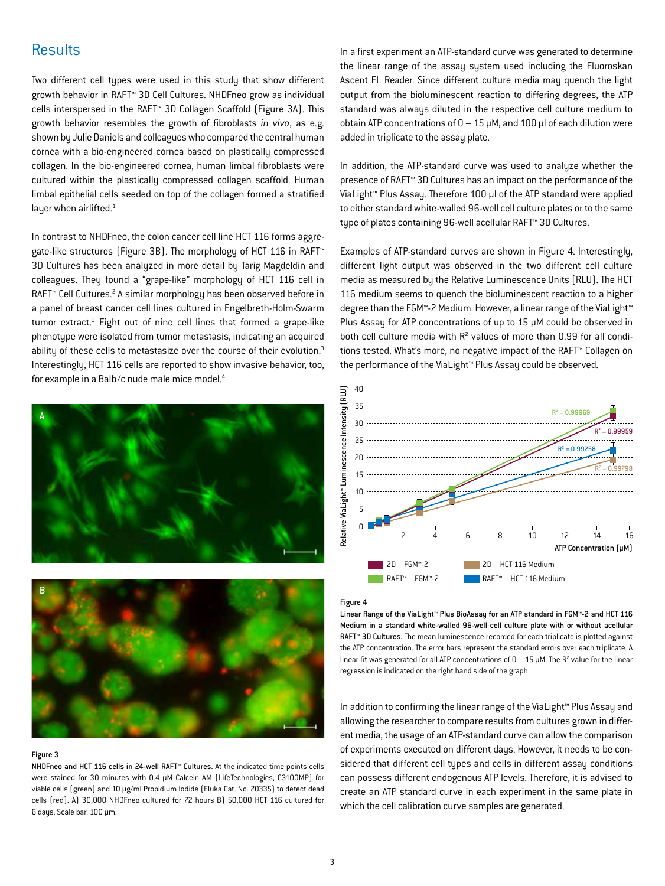## Results

Two different cell types were used in this study that show different growth behavior in RAFT™ 3D Cell Cultures. NHDFneo grow as individual cells interspersed in the RAFT™ 3D Collagen Scaffold (Figure 3A). This growth behavior resembles the growth of fibroblasts *in vivo*, as e.g. shown by Julie Daniels and colleagues who compared the central human cornea with a bio-engineered cornea based on plastically compressed collagen. In the bio-engineered cornea, human limbal fibroblasts were cultured within the plastically compressed collagen scaffold. Human limbal epithelial cells seeded on top of the collagen formed a stratified layer when airlifted.[1]

In contrast to NHDFneo, the colon cancer cell line HCT 116 forms aggregate-like structures (Figure 3B). The morphology of HCT 116 in RAFT™ 3D Cultures has been analyzed in more detail by Tarig Magdeldin and colleagues. They found a "grape-like" morphology of HCT 116 cell in RAFT™ Cell Cultures.[2] A similar morphology has been observed before in a panel of breast cancer cell lines cultured in Engelbreth-Holm-Swarm tumor extract.[3] Eight out of nine cell lines that formed a grape-like phenotype were isolated from tumor metastasis, indicating an acquired ability of these cells to metastasize over the course of their evolution.[3] Interestingly, HCT 116 cells are reported to show invasive behavior, too, for example in a Balb/c nude male mice model.[4]

**Figure 3**

**NHDFneo and HCT 116 cells in 24-well RAFT™ Cultures.** At the indicated time points cells were stained for 30 minutes with 0.4 µM Calcein AM (LifeTechnologies, C3100MP) for viable cells (green) and 10 µg/ml Propidium Iodide (Fluka Cat. No. 70335) to detect dead cells (red). A) 30,000 NHDFneo cultured for 72 hours B) 50,000 HCT 116 cultured for 6 days. Scale bar: 100 µm.

In a first experiment an ATP-standard curve was generated to determine the linear range of the assay system used including the Fluoroskan Ascent FL Reader. Since different culture media may quench the light output from the bioluminescent reaction to differing degrees, the ATP standard was always diluted in the respective cell culture medium to obtain ATP concentrations of 0 – 15 µM, and 100 µl of each dilution were added in triplicate to the assay plate.

In addition, the ATP-standard curve was used to analyze whether the presence of RAFT™ 3D Cultures has an impact on the performance of the ViaLight™ Plus Assay. Therefore 100 µl of the ATP standard were applied to either standard white-walled 96-well cell culture plates or to the same type of plates containing 96-well acellular RAFT™ 3D Cultures.

Examples of ATP-standard curves are shown in Figure 4. Interestingly, different light output was observed in the two different cell culture media as measured by the Relative Luminescence Units (RLU). The HCT 116 medium seems to quench the bioluminescent reaction to a higher degree than the FGM™-2 Medium. However, a linear range of the ViaLight™ Plus Assay for ATP concentrations of up to 15 µM could be observed in both cell culture media with $R^2$ values of more than 0.99 for all conditions tested. What's more, no negative impact of the RAFT™ Collagen on the performance of the ViaLight™ Plus Assay could be observed.

**Figure 4**

**Linear Range of the ViaLight™ Plus BioAssay for an ATP standard in FGM™-2 and HCT 116 Medium in a standard white-walled 96-well cell culture plate with or without acellular RAFT™ 3D Cultures.** The mean luminescence recorded for each triplicate is plotted against the ATP concentration. The error bars represent the standard errors over each triplicate. A linear fit was generated for all ATP concentrations of 0 – 15 µM. The $R^2$ value for the linear regression is indicated on the right hand side of the graph.

In addition to confirming the linear range of the ViaLight™ Plus Assay and allowing the researcher to compare results from cultures grown in different media, the usage of an ATP-standard curve can allow the comparison of experiments executed on different days. However, it needs to be considered that different cell types and cells in different assay conditions can possess different endogenous ATP levels. Therefore, it is advised to create an ATP standard curve in each experiment in the same plate in which the cell calibration curve samples are generated.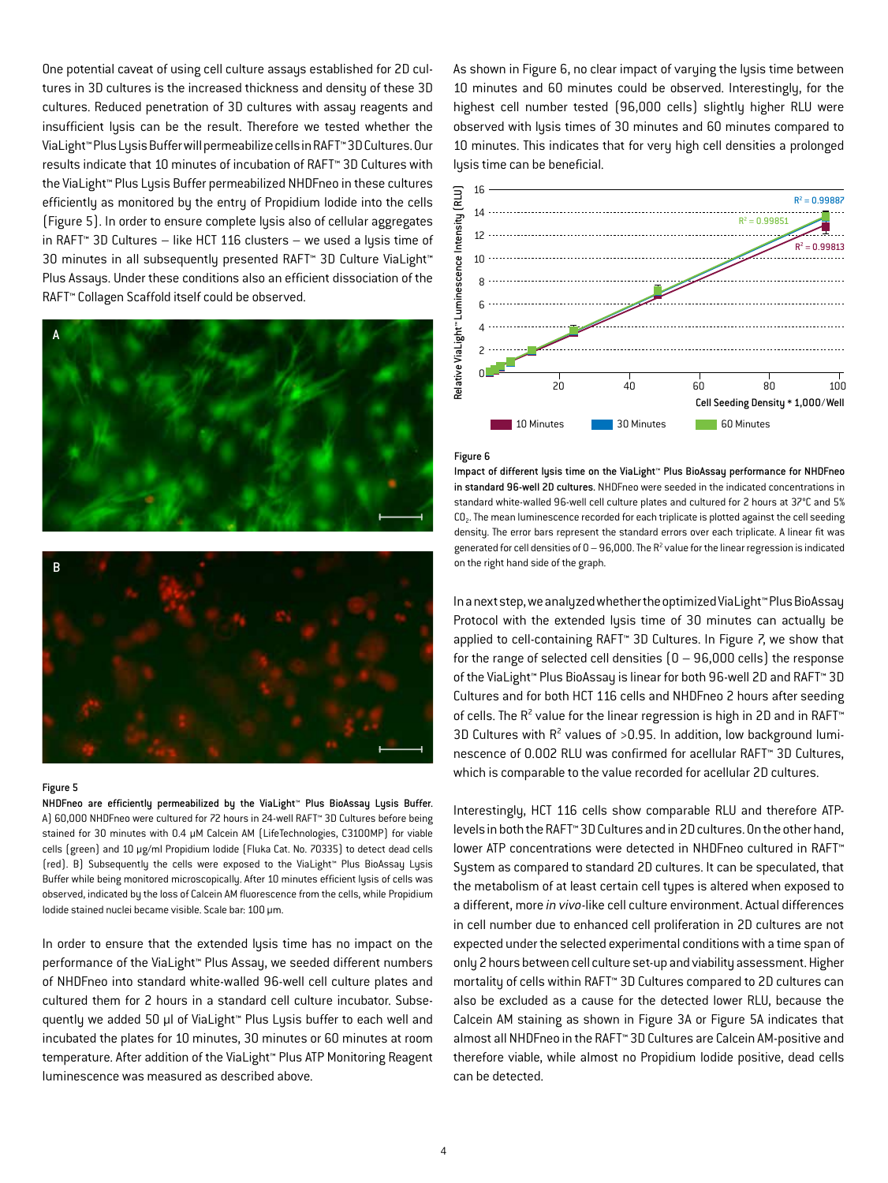One potential caveat of using cell culture assays established for 2D cultures in 3D cultures is the increased thickness and density of these 3D cultures. Reduced penetration of 3D cultures with assay reagents and insufficient lysis can be the result. Therefore we tested whether the ViaLight™ Plus Lysis Buffer will permeabilize cells in RAFT™ 3D Cultures. Our results indicate that 10 minutes of incubation of RAFT™ 3D Cultures with the ViaLight™ Plus Lysis Buffer permeabilized NHDFneo in these cultures efficiently as monitored by the entry of Propidium Iodide into the cells (Figure 5). In order to ensure complete lysis also of cellular aggregates in RAFT™ 3D Cultures – like HCT 116 clusters – we used a lysis time of 30 minutes in all subsequently presented RAFT™ 3D Culture ViaLight™ Plus Assays. Under these conditions also an efficient dissociation of the RAFT™ Collagen Scaffold itself could be observed.

**Figure 5**

**NHDFneo are efficiently permeabilized by the ViaLight™ Plus BioAssay Lysis Buffer.** A) 60,000 NHDFneo were cultured for 72 hours in 24-well RAFT™ 3D Cultures before being stained for 30 minutes with 0.4 µM Calcein AM (LifeTechnologies, C3100MP) for viable cells (green) and 10 µg/ml Propidium Iodide (Fluka Cat. No. 70335) to detect dead cells (red). B) Subsequently the cells were exposed to the ViaLight™ Plus BioAssay Lysis Buffer while being monitored microscopically. After 10 minutes efficient lysis of cells was observed, indicated by the loss of Calcein AM fluorescence from the cells, while Propidium Iodide stained nuclei became visible. Scale bar: 100 µm.

In order to ensure that the extended lysis time has no impact on the performance of the ViaLight™ Plus Assay, we seeded different numbers of NHDFneo into standard white-walled 96-well cell culture plates and cultured them for 2 hours in a standard cell culture incubator. Subsequently we added 50 µl of ViaLight™ Plus Lysis buffer to each well and incubated the plates for 10 minutes, 30 minutes or 60 minutes at room temperature. After addition of the ViaLight™ Plus ATP Monitoring Reagent luminescence was measured as described above.

As shown in Figure 6, no clear impact of varying the lysis time between 10 minutes and 60 minutes could be observed. Interestingly, for the highest cell number tested (96,000 cells) slightly higher RLU were observed with lysis times of 30 minutes and 60 minutes compared to 10 minutes. This indicates that for very high cell densities a prolonged lysis time can be beneficial.

**Figure 6**

**Impact of different lysis time on the ViaLight™ Plus BioAssay performance for NHDFneo in standard 96-well 2D cultures.** NHDFneo were seeded in the indicated concentrations in standard white-walled 96-well cell culture plates and cultured for 2 hours at 37°C and 5% $CO_2$. The mean luminescence recorded for each triplicate is plotted against the cell seeding density. The error bars represent the standard errors over each triplicate. A linear fit was generated for cell densities of 0 – 96,000. The $R^2$ value for the linear regression is indicated on the right hand side of the graph.

In a next step, we analyzed whether the optimized ViaLight™ Plus BioAssay Protocol with the extended lysis time of 30 minutes can actually be applied to cell-containing RAFT™ 3D Cultures. In Figure 7, we show that for the range of selected cell densities (0 – 96,000 cells) the response of the ViaLight™ Plus BioAssay is linear for both 96-well 2D and RAFT™ 3D Cultures and for both HCT 116 cells and NHDFneo 2 hours after seeding of cells. The $R^2$ value for the linear regression is high in 2D and in RAFT™ 3D Cultures with $R^2$ values of >0.95. In addition, low background luminescence of 0.002 RLU was confirmed for acellular RAFT™ 3D Cultures, which is comparable to the value recorded for acellular 2D cultures.

Interestingly, HCT 116 cells show comparable RLU and therefore ATP-levels in both the RAFT™ 3D Cultures and in 2D cultures. On the other hand, lower ATP concentrations were detected in NHDFneo cultured in RAFT™ System as compared to standard 2D cultures. It can be speculated, that the metabolism of at least certain cell types is altered when exposed to a different, more *in vivo*-like cell culture environment. Actual differences in cell number due to enhanced cell proliferation in 2D cultures are not expected under the selected experimental conditions with a time span of only 2 hours between cell culture set-up and viability assessment. Higher mortality of cells within RAFT™ 3D Cultures compared to 2D cultures can also be excluded as a cause for the detected lower RLU, because the Calcein AM staining as shown in Figure 3A or Figure 5A indicates that almost all NHDFneo in the RAFT™ 3D Cultures are Calcein AM-positive and therefore viable, while almost no Propidium Iodide positive, dead cells can be detected.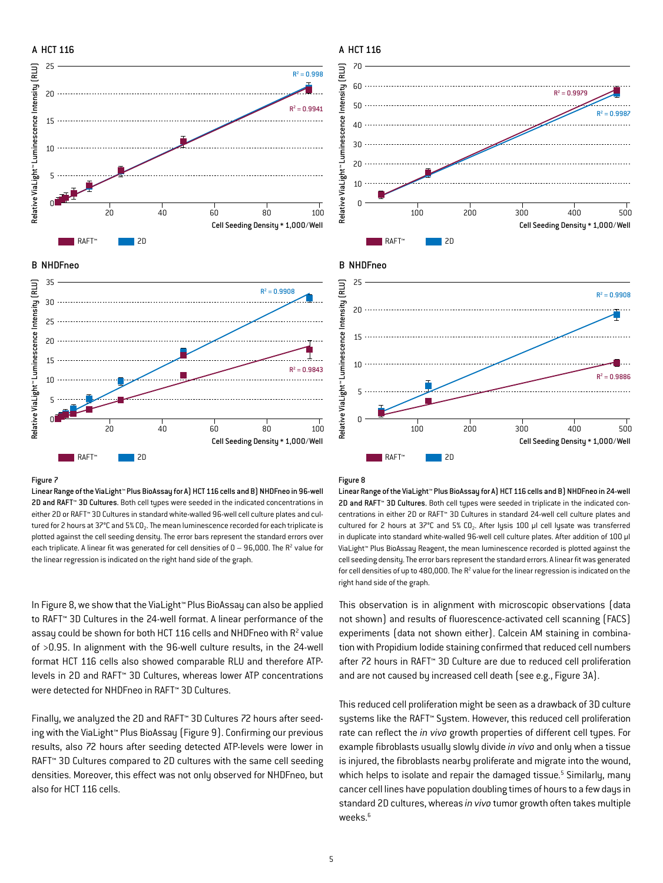Figure 7

**Linear Range of the ViaLight™ Plus BioAssay for A) HCT 116 cells and B) NHDFneo in 96-well 2D and RAFT™ 3D Cultures.** Both cell types were seeded in the indicated concentrations in either 2D or RAFT™ 3D Cultures in standard white-walled 96-well cell culture plates and cultured for 2 hours at 37°C and 5% $CO_2$. The mean luminescence recorded for each triplicate is plotted against the cell seeding density. The error bars represent the standard errors over each triplicate. A linear fit was generated for cell densities of 0 – 96,000. The $R^2$ value for the linear regression is indicated on the right hand side of the graph.

Figure 8

**Linear Range of the ViaLight™ Plus BioAssay for A) HCT 116 cells and B) NHDFneo in 24-well 2D and RAFT™ 3D Cultures.** Both cell types were seeded in triplicate in the indicated concentrations in either 2D or RAFT™ 3D Cultures in standard 24-well cell culture plates and cultured for 2 hours at 37°C and 5% $CO_2$. After lysis 100 µl cell lysate was transferred in duplicate into standard white-walled 96-well cell culture plates. After addition of 100 µl ViaLight™ Plus BioAssay Reagent, the mean luminescence recorded is plotted against the cell seeding density. The error bars represent the standard errors. A linear fit was generated for cell densities of up to 480,000. The $R^2$ value for the linear regression is indicated on the right hand side of the graph.

In Figure 8, we show that the ViaLight™ Plus BioAssay can also be applied to RAFT™ 3D Cultures in the 24-well format. A linear performance of the assay could be shown for both HCT 116 cells and NHDFneo with $R^2$ value of >0.95. In alignment with the 96-well culture results, in the 24-well format HCT 116 cells also showed comparable RLU and therefore ATP-levels in 2D and RAFT™ 3D Cultures, whereas lower ATP concentrations were detected for NHDFneo in RAFT™ 3D Cultures.

Finally, we analyzed the 2D and RAFT™ 3D Cultures 72 hours after seeding with the ViaLight™ Plus BioAssay (Figure 9). Confirming our previous results, also 72 hours after seeding detected ATP-levels were lower in RAFT™ 3D Cultures compared to 2D cultures with the same cell seeding densities. Moreover, this effect was not only observed for NHDFneo, but also for HCT 116 cells.

This observation is in alignment with microscopic observations (data not shown) and results of fluorescence-activated cell scanning (FACS) experiments (data not shown either). Calcein AM staining in combination with Propidium Iodide staining confirmed that reduced cell numbers after 72 hours in RAFT™ 3D Culture are due to reduced cell proliferation and are not caused by increased cell death (see e.g., Figure 3A).

This reduced cell proliferation might be seen as a drawback of 3D culture systems like the RAFT™ System. However, this reduced cell proliferation rate can reflect the *in vivo* growth properties of different cell types. For example fibroblasts usually slowly divide *in vivo* and only when a tissue is injured, the fibroblasts nearby proliferate and migrate into the wound, which helps to isolate and repair the damaged tissue.[5] Similarly, many cancer cell lines have population doubling times of hours to a few days in standard 2D cultures, whereas *in vivo* tumor growth often takes multiple weeks.[6]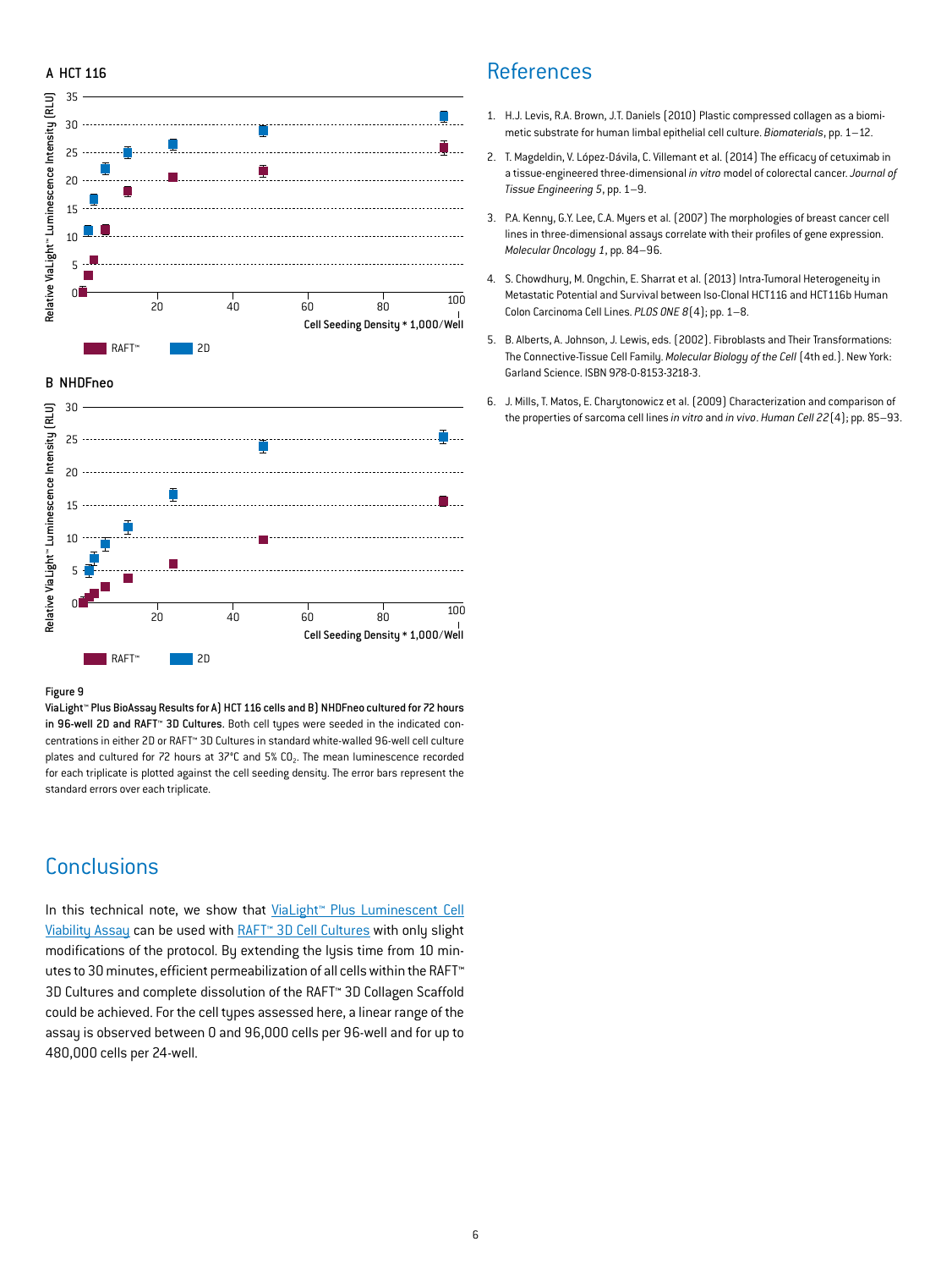A HCT 116

Relative ViaLight™ Luminescence Intensity (RLU)

Cell Seeding Density * 1,000/Well

RAFT™ 2D

B NHDFneo

Relative ViaLight™ Luminescence Intensity (RLU)

Cell Seeding Density * 1,000/Well

RAFT™ 2D

Figure 9

**ViaLight™ Plus BioAssay Results for A) HCT 116 cells and B) NHDFneo cultured for 72 hours in 96-well 2D and RAFT™ 3D Cultures.** Both cell types were seeded in the indicated concentrations in either 2D or RAFT™ 3D Cultures in standard white-walled 96-well cell culture plates and cultured for 72 hours at 37°C and 5% $CO_2$. The mean luminescence recorded for each triplicate is plotted against the cell seeding density. The error bars represent the standard errors over each triplicate.

## Conclusions

In this technical note, we show that ViaLight™ Plus Luminescent Cell Viability Assay can be used with RAFT™ 3D Cell Cultures with only slight modifications of the protocol. By extending the lysis time from 10 minutes to 30 minutes, efficient permeabilization of all cells within the RAFT™ 3D Cultures and complete dissolution of the RAFT™ 3D Collagen Scaffold could be achieved. For the cell types assessed here, a linear range of the assay is observed between 0 and 96,000 cells per 96-well and for up to 480,000 cells per 24-well.

## References

1. H.J. Levis, R.A. Brown, J.T. Daniels (2010) Plastic compressed collagen as a biomimetic substrate for human limbal epithelial cell culture. *Biomaterials*, pp. 1–12.
2. T. Magdeldin, V. López-Dávila, C. Villemant et al. (2014) The efficacy of cetuximab in a tissue-engineered three-dimensional *in vitro* model of colorectal cancer. *Journal of Tissue Engineering 5*, pp. 1–9.
3. P.A. Kenny, G.Y. Lee, C.A. Myers et al. (2007) The morphologies of breast cancer cell lines in three-dimensional assays correlate with their profiles of gene expression. *Molecular Oncology 1*, pp. 84–96.
4. S. Chowdhury, M. Ongchin, E. Sharrat et al. (2013) Intra-Tumoral Heterogeneity in Metastatic Potential and Survival between Iso-Clonal HCT116 and HCT116b Human Colon Carcinoma Cell Lines. *PLOS ONE 8*(4); pp. 1–8.
5. B. Alberts, A. Johnson, J. Lewis, eds. (2002). Fibroblasts and Their Transformations: The Connective-Tissue Cell Family. *Molecular Biology of the Cell* (4th ed.). New York: Garland Science. ISBN 978-0-8153-3218-3.
6. J. Mills, T. Matos, E. Charytonowicz et al. (2009) Characterization and comparison of the properties of sarcoma cell lines *in vitro* and *in vivo*. *Human Cell 22*(4); pp. 85–93.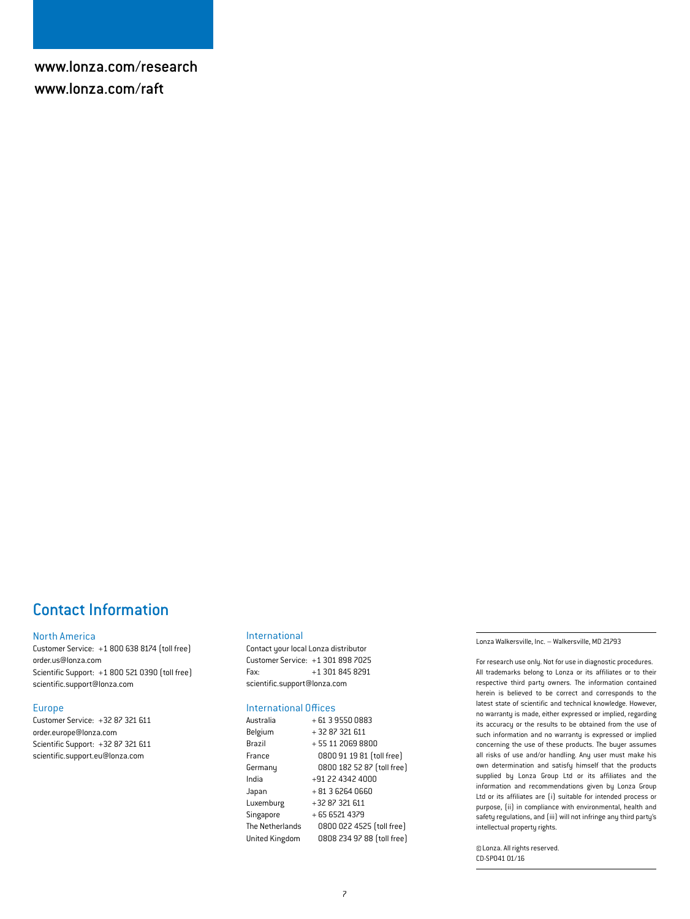www.lonza.com/research
www.lonza.com/raft

## Contact Information

### North America

Customer Service: +1 800 638 8174 (toll free)
order.us@lonza.com
Scientific Support: +1 800 521 0390 (toll free)
scientific.support@lonza.com

### Europe

Customer Service: +32 87 321 611
order.europe@lonza.com
Scientific Support: +32 87 321 611
scientific.support.eu@lonza.com

### International

Contact your local Lonza distributor
Customer Service: +1 301 898 7025
Fax: +1 301 845 8291
scientific.support@lonza.com

### International Offices

| | |
|---|---|
| Australia | + 61 3 9550 0883 |
| Belgium | + 32 87 321 611 |
| Brazil | + 55 11 2069 8800 |
| France | 0800 91 19 81 (toll free) |
| Germany | 0800 182 52 87 (toll free) |
| India | +91 22 4342 4000 |
| Japan | + 81 3 6264 0660 |
| Luxemburg | +32 87 321 611 |
| Singapore | + 65 6521 4379 |
| The Netherlands | 0800 022 4525 (toll free) |
| United Kingdom | 0808 234 97 88 (toll free) |

Lonza Walkersville, Inc. – Walkersville, MD 21793

For research use only. Not for use in diagnostic procedures. All trademarks belong to Lonza or its affiliates or to their respective third party owners. The information contained herein is believed to be correct and corresponds to the latest state of scientific and technical knowledge. However, no warranty is made, either expressed or implied, regarding its accuracy or the results to be obtained from the use of such information and no warranty is expressed or implied concerning the use of these products. The buyer assumes all risks of use and/or handling. Any user must make his own determination and satisfy himself that the products supplied by Lonza Group Ltd or its affiliates and the information and recommendations given by Lonza Group Ltd or its affiliates are (i) suitable for intended process or purpose, (ii) in compliance with environmental, health and safety regulations, and (iii) will not infringe any third party's intellectual property rights.

© Lonza. All rights reserved.
CD-SP041 01/16